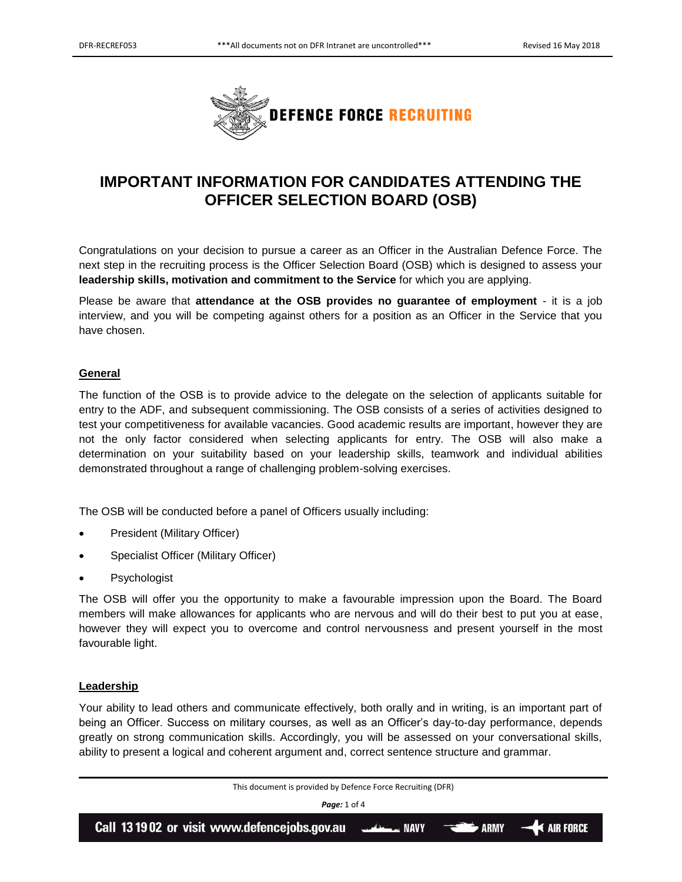# IMPORTANT INFORMATION FOR CANDIDATES ATTENDING THE OFFICER SELECTION BOARD (OSB)

Congratulations on your decision to pursue a career as an Officer in the Australian Defence Force. The next step in the recruiting process is the Officer Selection Board (OSB) which is designed to assess your **leadership skills, motivation and commitment to the Service** for which you are applying.

Please be aware that **attendance at the OSB provides no guarantee of employment** - it is a job interview, and you will be competing against others for a position as an Officer in the Service that you have chosen.

## General

The function of the OSB is to provide advice to the delegate on the selection of applicants suitable for entry to the ADF, and subsequent commissioning. The OSB consists of a series of activities designed to test your competitiveness for available vacancies. Good academic results are important, however they are not the only factor considered when selecting applicants for entry. The OSB will also make a determination on your suitability based on your leadership skills, teamwork and individual abilities demonstrated throughout a range of challenging problem-solving exercises.

The OSB will be conducted before a panel of Officers usually including:

- President (Military Officer)
- Specialist Officer (Military Officer)
- Psychologist

The OSB will offer you the opportunity to make a favourable impression upon the Board. The Board members will make allowances for applicants who are nervous and will do their best to put you at ease, however they will expect you to overcome and control nervousness and present yourself in the most favourable light.

## Leadership

Your ability to lead others and communicate effectively, both orally and in writing, is an important part of being an Officer. Success on military courses, as well as an Officer's day-to-day performance, depends greatly on strong communication skills. Accordingly, you will be assessed on your conversational skills, ability to present a logical and coherent argument and, correct sentence structure and grammar.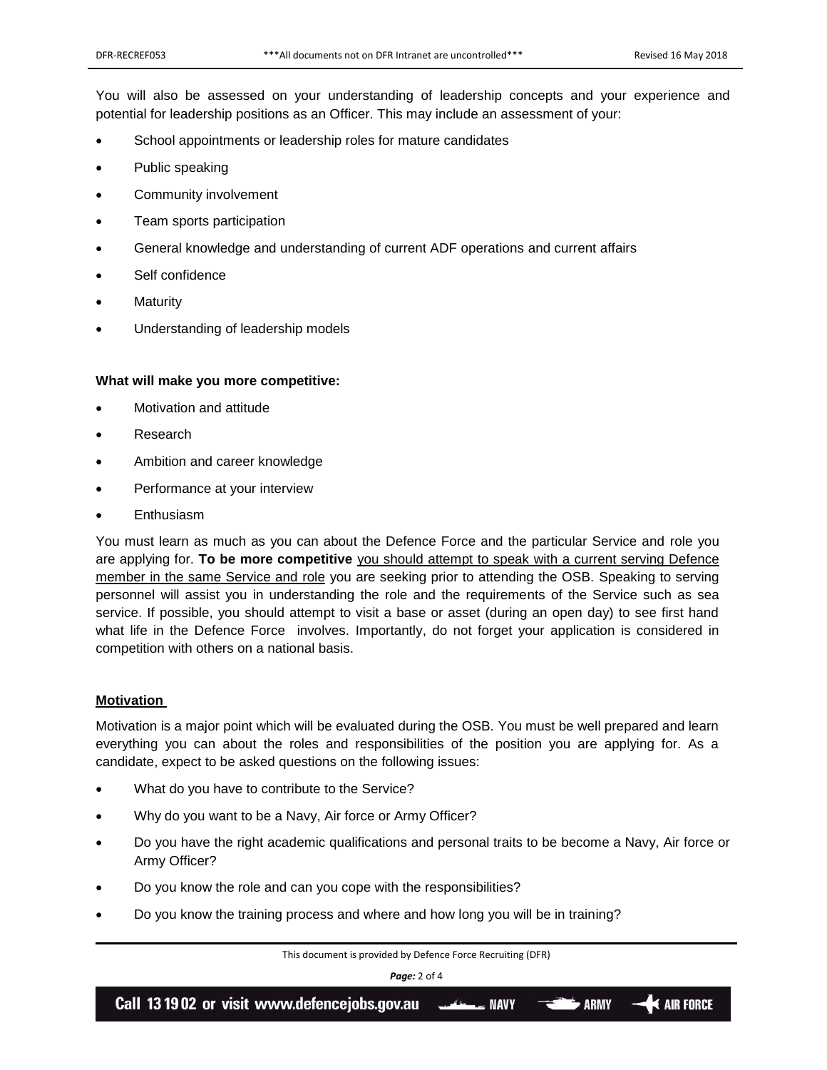You will also be assessed on your understanding of leadership concepts and your experience and potential for leadership positions as an Officer. This may include an assessment of your:

- School appointments or leadership roles for mature candidates
- Public speaking
- Community involvement
- Team sports participation
- General knowledge and understanding of current ADF operations and current affairs
- Self confidence
- Maturity
- Understanding of leadership models

**What will make you more competitive:**

- Motivation and attitude
- Research
- Ambition and career knowledge
- Performance at your interview
- Enthusiasm

You must learn as much as you can about the Defence Force and the particular Service and role you are applying for. **To be more competitive** <u>you should attempt to speak with a current serving Defence member in the same Service and role</u> you are seeking prior to attending the OSB. Speaking to serving personnel will assist you in understanding the role and the requirements of the Service such as sea service. If possible, you should attempt to visit a base or asset (during an open day) to see first hand what life in the Defence Force involves. Importantly, do not forget your application is considered in competition with others on a national basis.

**<u>Motivation</u>**

Motivation is a major point which will be evaluated during the OSB. You must be well prepared and learn everything you can about the roles and responsibilities of the position you are applying for. As a candidate, expect to be asked questions on the following issues:

- What do you have to contribute to the Service?
- Why do you want to be a Navy, Air force or Army Officer?
- Do you have the right academic qualifications and personal traits to be become a Navy, Air force or Army Officer?
- Do you know the role and can you cope with the responsibilities?
- Do you know the training process and where and how long you will be in training?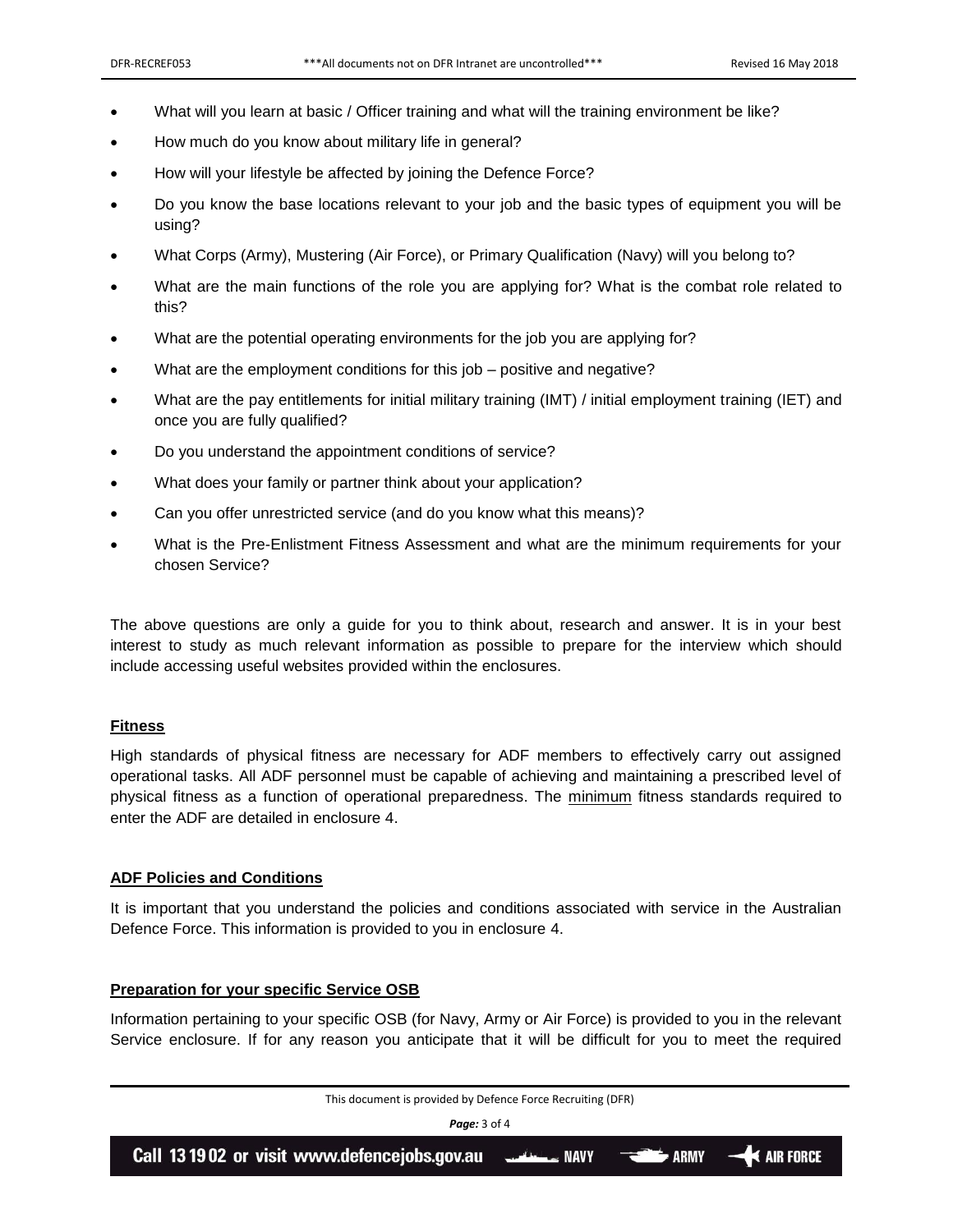- What will you learn at basic / Officer training and what will the training environment be like?
- How much do you know about military life in general?
- How will your lifestyle be affected by joining the Defence Force?
- Do you know the base locations relevant to your job and the basic types of equipment you will be using?
- What Corps (Army), Mustering (Air Force), or Primary Qualification (Navy) will you belong to?
- What are the main functions of the role you are applying for? What is the combat role related to this?
- What are the potential operating environments for the job you are applying for?
- What are the employment conditions for this job – positive and negative?
- What are the pay entitlements for initial military training (IMT) / initial employment training (IET) and once you are fully qualified?
- Do you understand the appointment conditions of service?
- What does your family or partner think about your application?
- Can you offer unrestricted service (and do you know what this means)?
- What is the Pre-Enlistment Fitness Assessment and what are the minimum requirements for your chosen Service?

The above questions are only a guide for you to think about, research and answer. It is in your best interest to study as much relevant information as possible to prepare for the interview which should include accessing useful websites provided within the enclosures.

**Fitness**

High standards of physical fitness are necessary for ADF members to effectively carry out assigned operational tasks. All ADF personnel must be capable of achieving and maintaining a prescribed level of physical fitness as a function of operational preparedness. The minimum fitness standards required to enter the ADF are detailed in enclosure 4.

**ADF Policies and Conditions**

It is important that you understand the policies and conditions associated with service in the Australian Defence Force. This information is provided to you in enclosure 4.

**Preparation for your specific Service OSB**

Information pertaining to your specific OSB (for Navy, Army or Air Force) is provided to you in the relevant Service enclosure. If for any reason you anticipate that it will be difficult for you to meet the required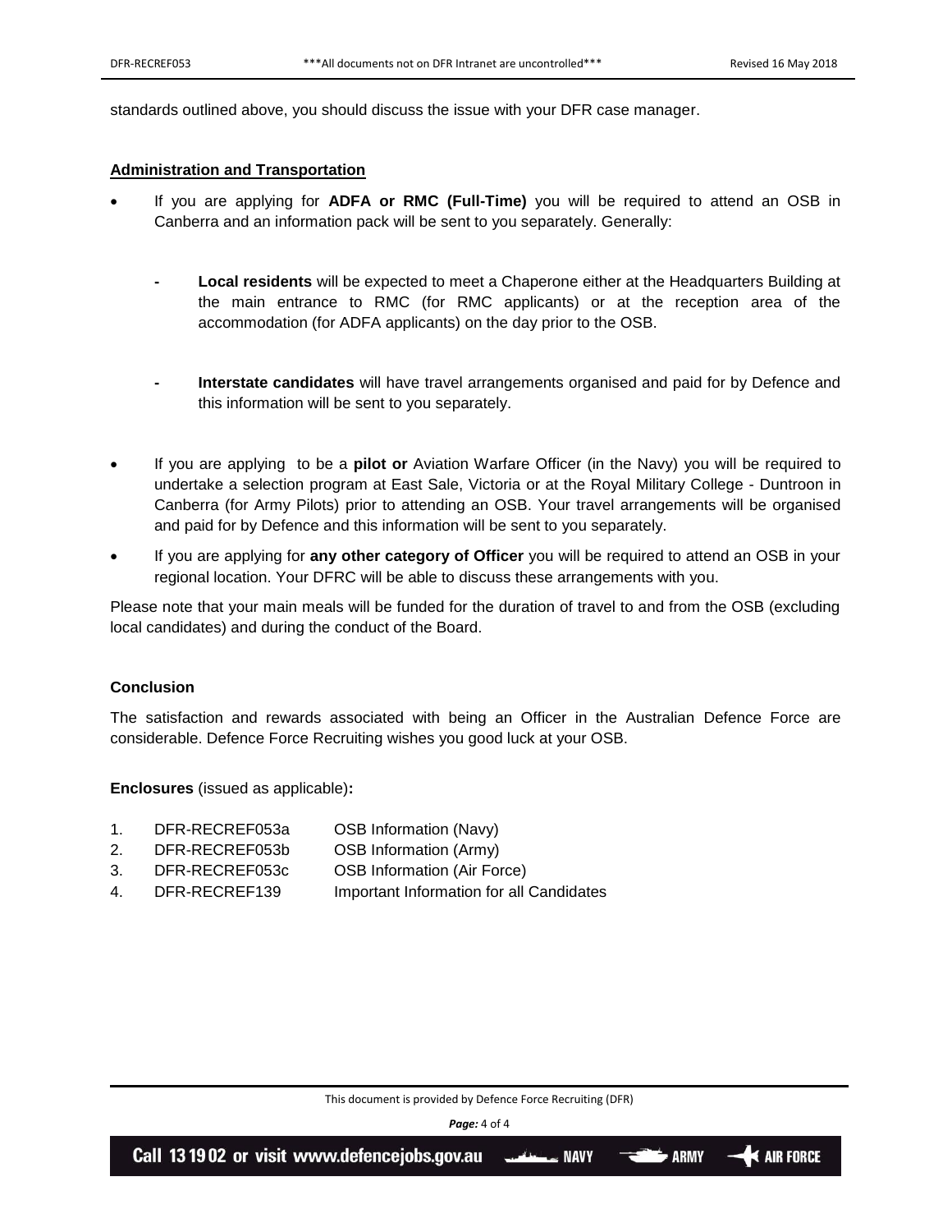standards outlined above, you should discuss the issue with your DFR case manager.

**Administration and Transportation**

- If you are applying for **ADFA or RMC (Full-Time)** you will be required to attend an OSB in Canberra and an information pack will be sent to you separately. Generally:
  - **Local residents** will be expected to meet a Chaperone either at the Headquarters Building at the main entrance to RMC (for RMC applicants) or at the reception area of the accommodation (for ADFA applicants) on the day prior to the OSB.
  - **Interstate candidates** will have travel arrangements organised and paid for by Defence and this information will be sent to you separately.
- If you are applying to be a **pilot or** Aviation Warfare Officer (in the Navy) you will be required to undertake a selection program at East Sale, Victoria or at the Royal Military College - Duntroon in Canberra (for Army Pilots) prior to attending an OSB. Your travel arrangements will be organised and paid for by Defence and this information will be sent to you separately.
- If you are applying for **any other category of Officer** you will be required to attend an OSB in your regional location. Your DFRC will be able to discuss these arrangements with you.

Please note that your main meals will be funded for the duration of travel to and from the OSB (excluding local candidates) and during the conduct of the Board.

**Conclusion**

The satisfaction and rewards associated with being an Officer in the Australian Defence Force are considerable. Defence Force Recruiting wishes you good luck at your OSB.

**Enclosures** (issued as applicable)**:**

1. DFR-RECREF053a — OSB Information (Navy)
2. DFR-RECREF053b — OSB Information (Army)
3. DFR-RECREF053c — OSB Information (Air Force)
4. DFR-RECREF139 — Important Information for all Candidates